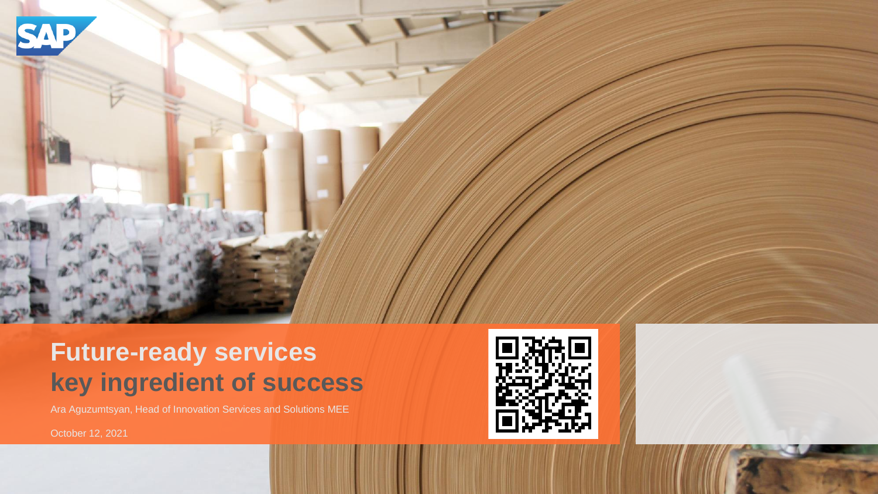# Future-ready services key ingredient of success

Ara Aguzumtsyan, Head of Innovation Services and Solutions MEE

October 12, 2021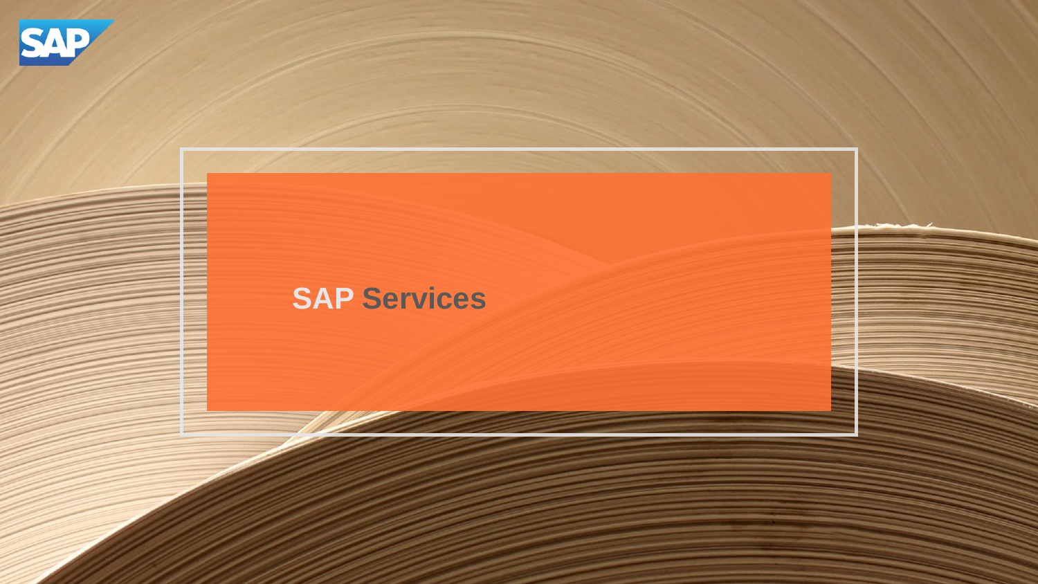# SAP Services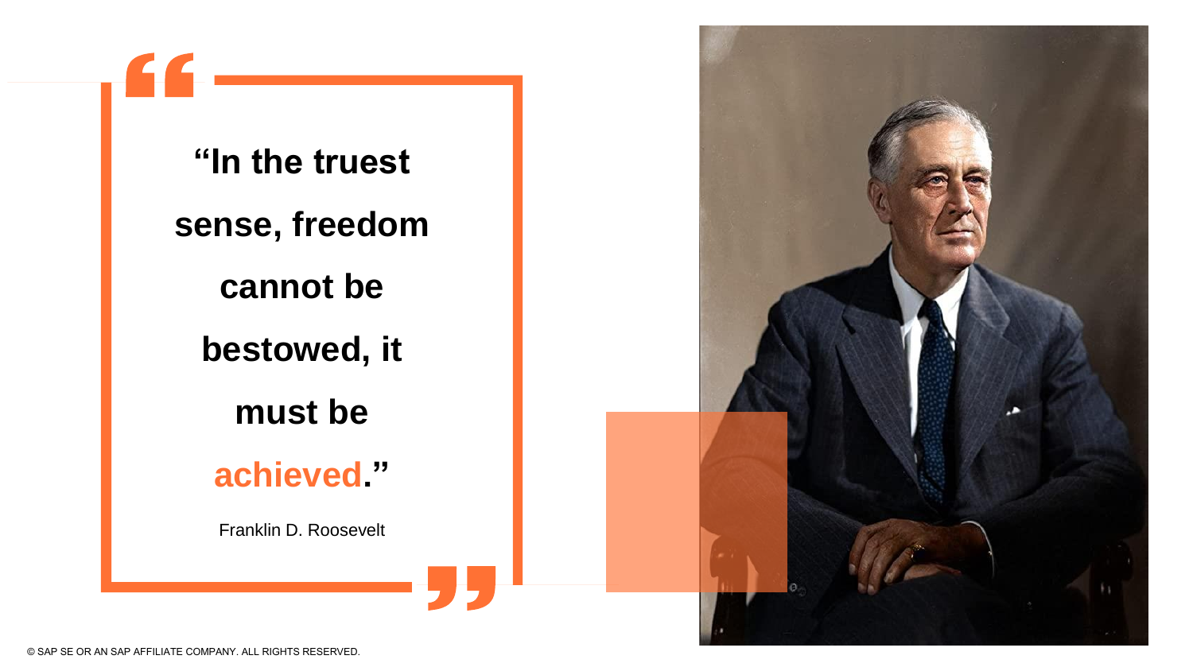**“In the truest sense, freedom cannot be bestowed, it must be achieved.”**

Franklin D. Roosevelt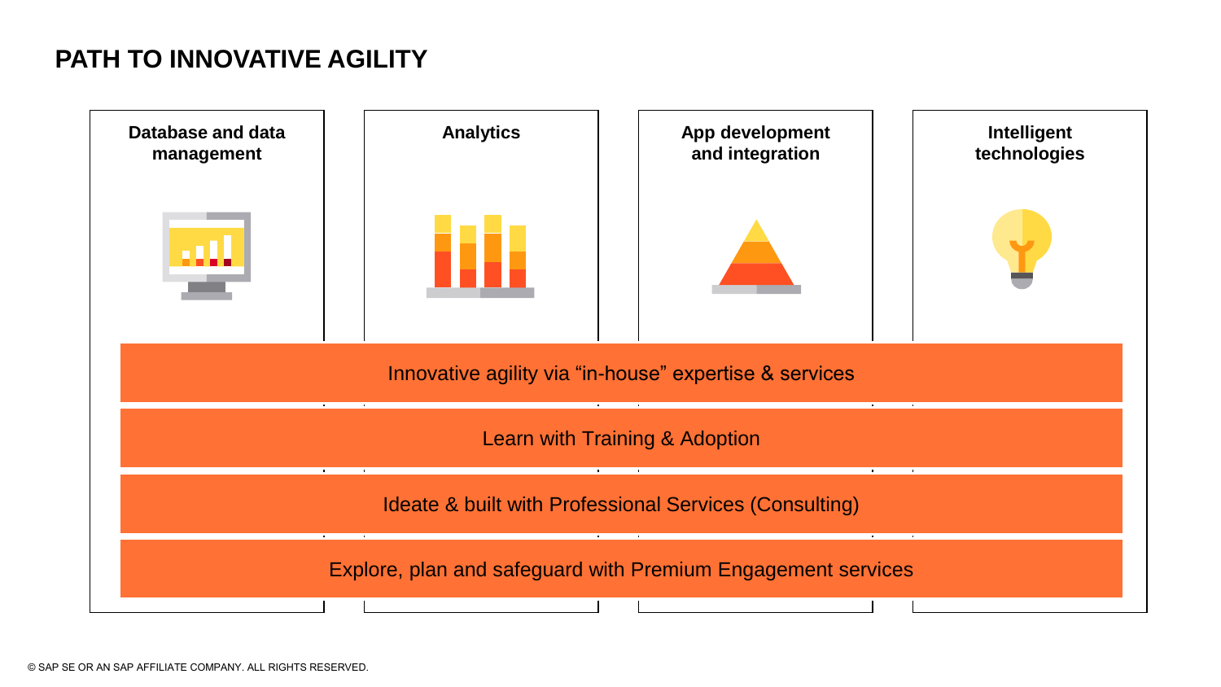# PATH TO INNOVATIVE AGILITY

**Database and data management**

**Analytics**

**App development and integration**

**Intelligent technologies**

Innovative agility via “in-house” expertise & services

Learn with Training & Adoption

Ideate & built with Professional Services (Consulting)

Explore, plan and safeguard with Premium Engagement services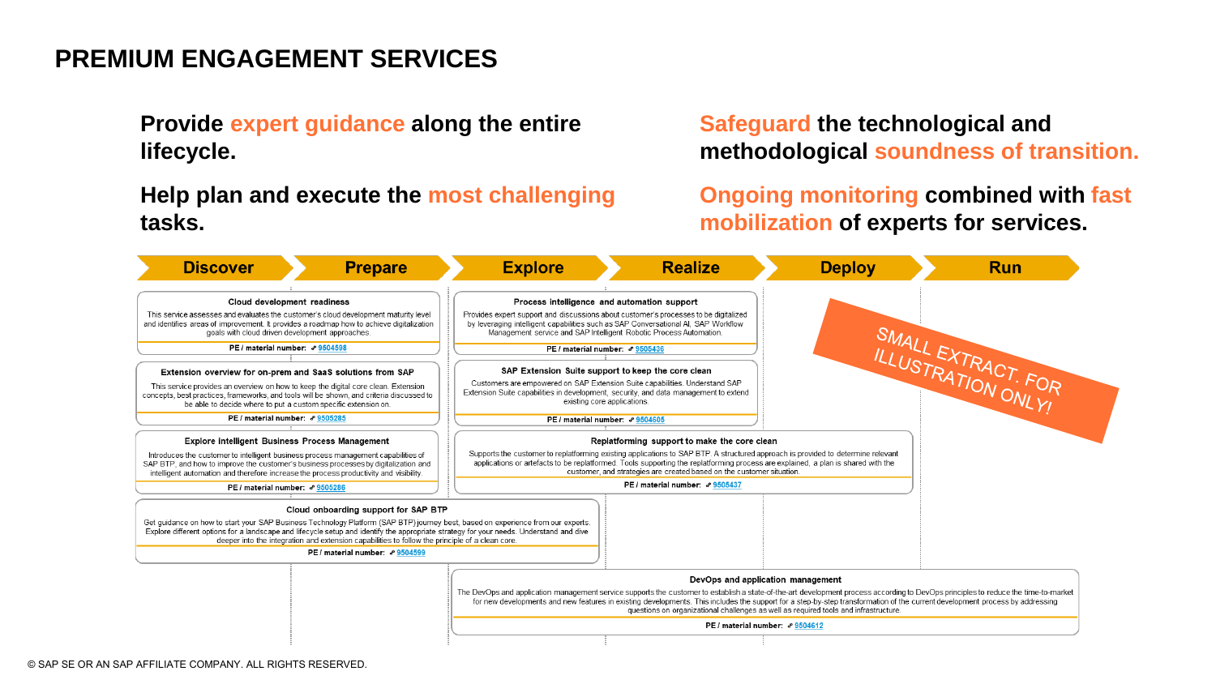# PREMIUM ENGAGEMENT SERVICES

**Provide expert guidance along the entire lifecycle.**

**Help plan and execute the most challenging tasks.**

**Safeguard the technological and methodological soundness of transition.**

**Ongoing monitoring combined with fast mobilization of experts for services.**

**Discover → Prepare → Explore → Realize → Deploy → Run**

SMALL EXTRACT. FOR ILLUSTRATION ONLY!

### Cloud development readiness

This service assesses and evaluates the customer's cloud development maturity level and identifies areas of improvement. It provides a roadmap how to achieve digitalization goals with cloud driven development approaches.

PE / material number: 9504598

### Extension overview for on-prem and SaaS solutions from SAP

This service provides an overview on how to keep the digital core clean. Extension concepts, best practices, frameworks, and tools will be shown, and criteria discussed to be able to decide where to put a custom specific extension on.

PE / material number: 9505285

### Explore intelligent Business Process Management

Introduces the customer to intelligent business process management capabilities of SAP BTP, and how to improve the customer's business processes by digitalization and intelligent automation and therefore increase the process productivity and visibility.

PE / material number: 9505286

### Cloud onboarding support for SAP BTP

Get guidance on how to start your SAP Business Technology Platform (SAP BTP) journey best, based on experience from our experts. Explore different options for a landscape and lifecycle setup and identify the appropriate strategy for your needs. Understand and dive deeper into the integration and extension capabilities to follow the principle of a clean core.

PE / material number: 9504599

### Process intelligence and automation support

Provides expert support and discussions about customer's processes to be digitalized by leveraging intelligent capabilities such as SAP Conversational AI, SAP Workflow Management service and SAP Intelligent Robotic Process Automation.

PE / material number: 9505436

### SAP Extension Suite support to keep the core clean

Customers are empowered on SAP Extension Suite capabilities. Understand SAP Extension Suite capabilities in development, security, and data management to extend existing core applications.

PE / material number: 9504605

### Replatforming support to make the core clean

Supports the customer to replatforming existing applications to SAP BTP. A structured approach is provided to determine relevant applications or artefacts to be replatformed. Tools supporting the replatforming process are explained, a plan is shared with the customer, and strategies are created based on the customer situation.

PE / material number: 9505437

### DevOps and application management

The DevOps and application management service supports the customer to establish a state-of-the-art development process according to DevOps principles to reduce the time-to-market for new developments and new features in existing developments. This includes the support for a step-by-step transformation of the current development process by addressing questions on organizational challenges as well as required tools and infrastructure.

PE / material number: 9504612

© SAP SE OR AN SAP AFFILIATE COMPANY. ALL RIGHTS RESERVED.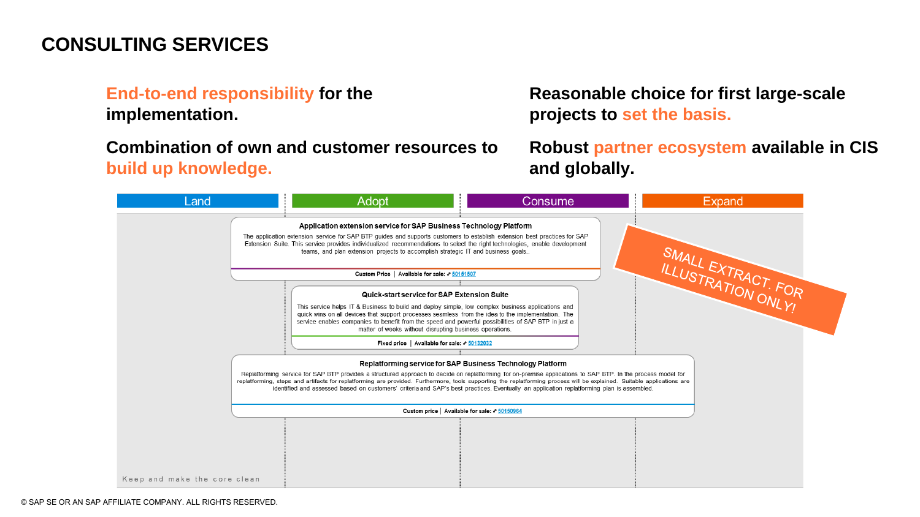# CONSULTING SERVICES

**End-to-end responsibility for the implementation.**

**Combination of own and customer resources to build up knowledge.**

**Reasonable choice for first large-scale projects to set the basis.**

**Robust partner ecosystem available in CIS and globally.**

| Land | Adopt | Consume | Expand |
|---|---|---|---|

SMALL EXTRACT. FOR ILLUSTRATION ONLY!

### Application extension service for SAP Business Technology Platform

The application extension service for SAP BTP guides and supports customers to establish extension best practices for SAP Extension Suite. This service provides individualized recommendations to select the right technologies, enable development teams, and plan extension projects to accomplish strategic IT and business goals..

Custom Price | Available for sale: 50151507

### Quick-start service for SAP Extension Suite

This service helps IT & Business to build and deploy simple, low complex business applications and quick wins on all devices that support processes seamless from the idea to the implementation. The service enables companies to benefit from the speed and powerful possibilities of SAP BTP in just a matter of weeks without disrupting business operations.

Fixed price | Available for sale: 50132032

### Replatforming service for SAP Business Technology Platform

Replatforming service for SAP BTP provides a structured approach to decide on replatforming for on-premise applications to SAP BTP. In the process model for replatforming, steps and artifacts for replatforming are provided. Furthermore, tools supporting the replatforming process will be explained. Suitable applications are identified and assessed based on customers' criteria and SAP's best practices. Eventually an application replatforming plan is assembled.

Custom price | Available for sale: 50150964

Keep and make the core clean

© SAP SE OR AN SAP AFFILIATE COMPANY. ALL RIGHTS RESERVED.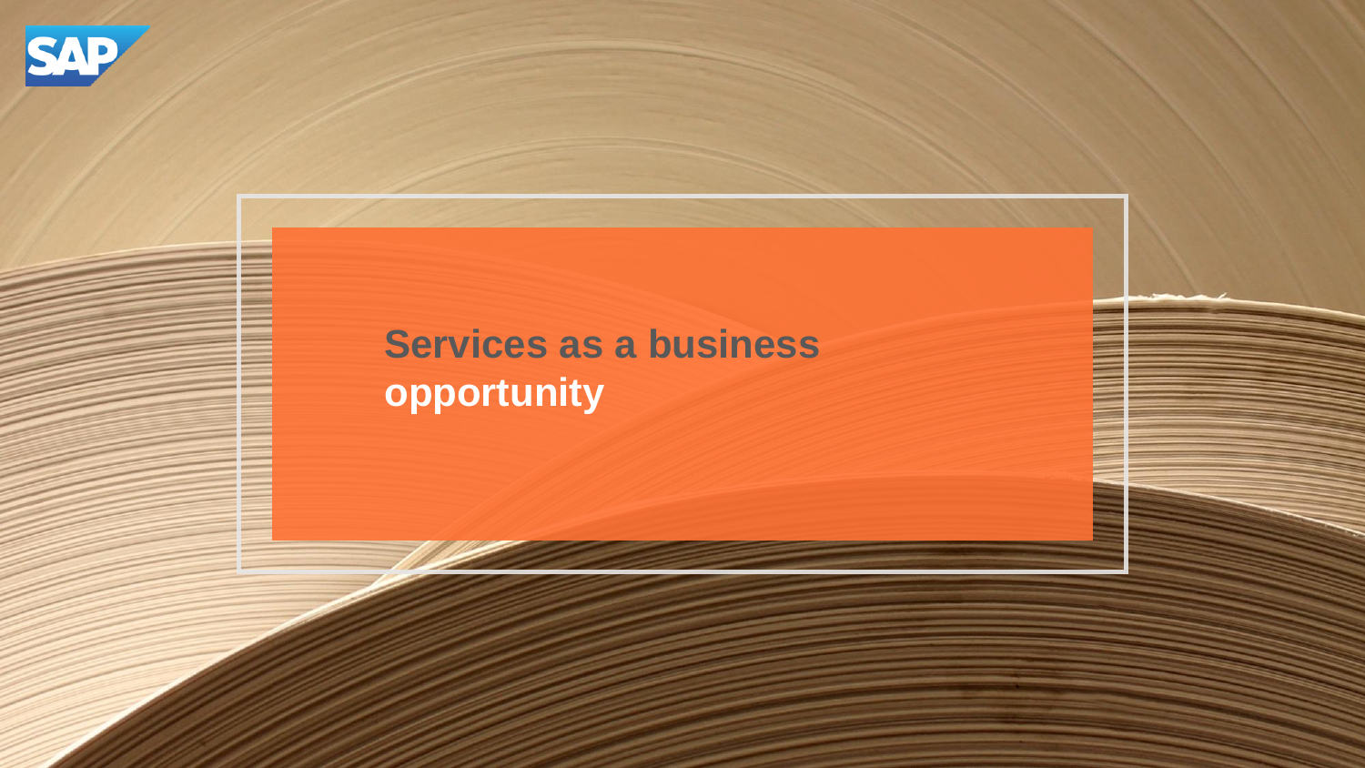# Services as a business opportunity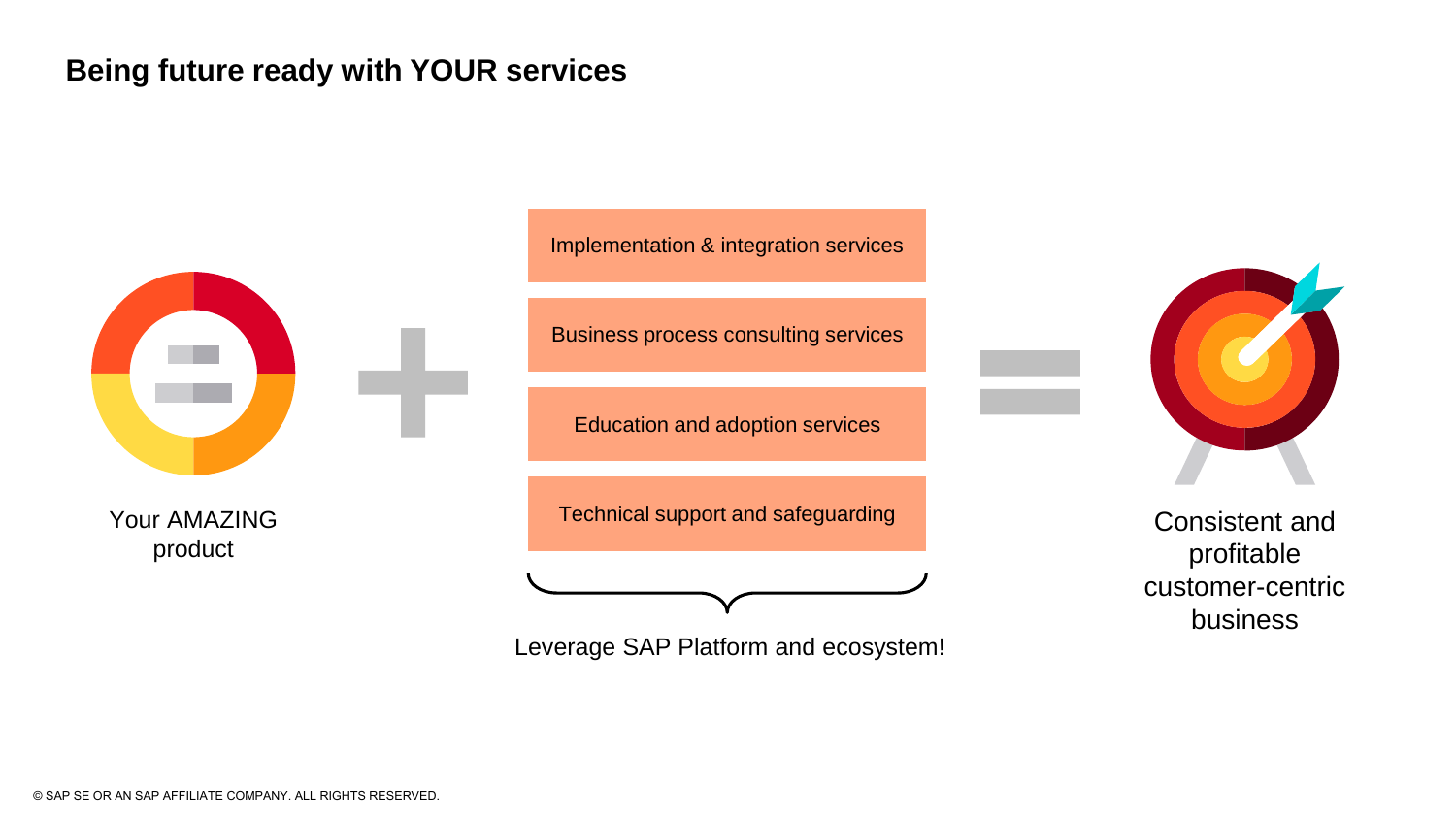## Being future ready with YOUR services

Your AMAZING product

+

- Implementation & integration services
- Business process consulting services
- Education and adoption services
- Technical support and safeguarding

Leverage SAP Platform and ecosystem!

=

Consistent and profitable customer-centric business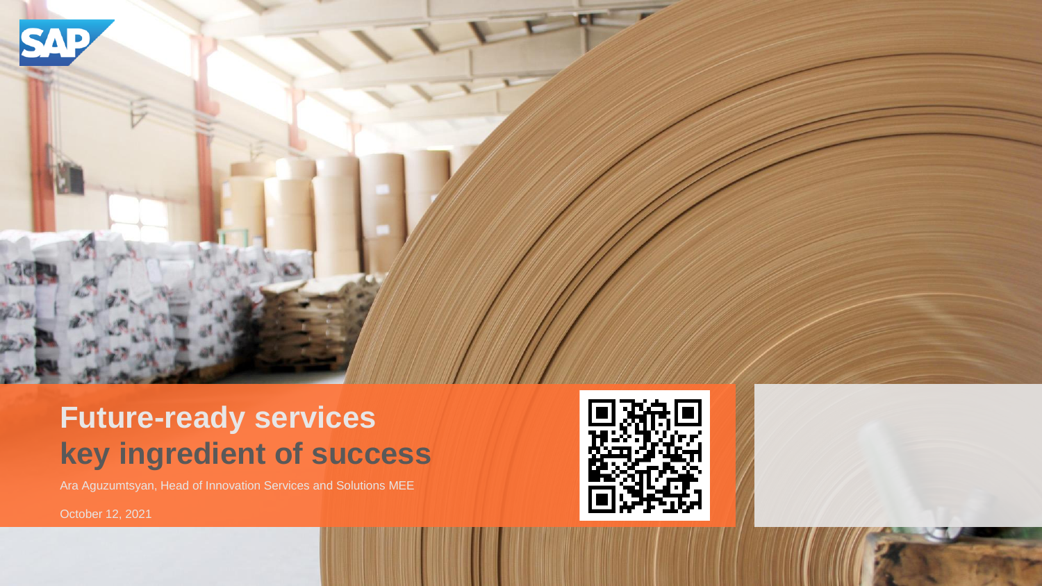# Future-ready services key ingredient of success

Ara Aguzumtsyan, Head of Innovation Services and Solutions MEE

October 12, 2021